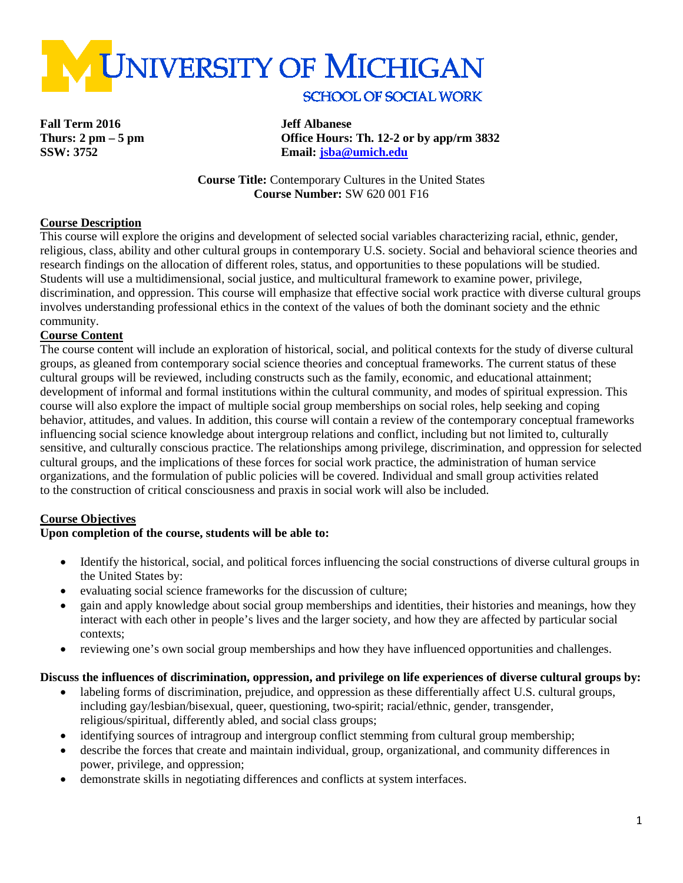# UNIVERSITY OF MICHIGAN

## SCHOOL OF SOCIAL WORK

**Fall Term 2016**
**Thurs: 2 pm – 5 pm**
**SSW: 3752**

**Jeff Albanese**
**Office Hours: Th. 12-2 or by app/rm 3832**
**Email: jsba@umich.edu**

**Course Title:** Contemporary Cultures in the United States
**Course Number:** SW 620 001 F16

**Course Description**

This course will explore the origins and development of selected social variables characterizing racial, ethnic, gender, religious, class, ability and other cultural groups in contemporary U.S. society. Social and behavioral science theories and research findings on the allocation of different roles, status, and opportunities to these populations will be studied. Students will use a multidimensional, social justice, and multicultural framework to examine power, privilege, discrimination, and oppression. This course will emphasize that effective social work practice with diverse cultural groups involves understanding professional ethics in the context of the values of both the dominant society and the ethnic community.

**Course Content**

The course content will include an exploration of historical, social, and political contexts for the study of diverse cultural groups, as gleaned from contemporary social science theories and conceptual frameworks. The current status of these cultural groups will be reviewed, including constructs such as the family, economic, and educational attainment; development of informal and formal institutions within the cultural community, and modes of spiritual expression. This course will also explore the impact of multiple social group memberships on social roles, help seeking and coping behavior, attitudes, and values. In addition, this course will contain a review of the contemporary conceptual frameworks influencing social science knowledge about intergroup relations and conflict, including but not limited to, culturally sensitive, and culturally conscious practice. The relationships among privilege, discrimination, and oppression for selected cultural groups, and the implications of these forces for social work practice, the administration of human service organizations, and the formulation of public policies will be covered. Individual and small group activities related to the construction of critical consciousness and praxis in social work will also be included.

**Course Objectives**

**Upon completion of the course, students will be able to:**

- Identify the historical, social, and political forces influencing the social constructions of diverse cultural groups in the United States by:
- evaluating social science frameworks for the discussion of culture;
- gain and apply knowledge about social group memberships and identities, their histories and meanings, how they interact with each other in people's lives and the larger society, and how they are affected by particular social contexts;
- reviewing one's own social group memberships and how they have influenced opportunities and challenges.

**Discuss the influences of discrimination, oppression, and privilege on life experiences of diverse cultural groups by:**

- labeling forms of discrimination, prejudice, and oppression as these differentially affect U.S. cultural groups, including gay/lesbian/bisexual, queer, questioning, two-spirit; racial/ethnic, gender, transgender, religious/spiritual, differently abled, and social class groups;
- identifying sources of intragroup and intergroup conflict stemming from cultural group membership;
- describe the forces that create and maintain individual, group, organizational, and community differences in power, privilege, and oppression;
- demonstrate skills in negotiating differences and conflicts at system interfaces.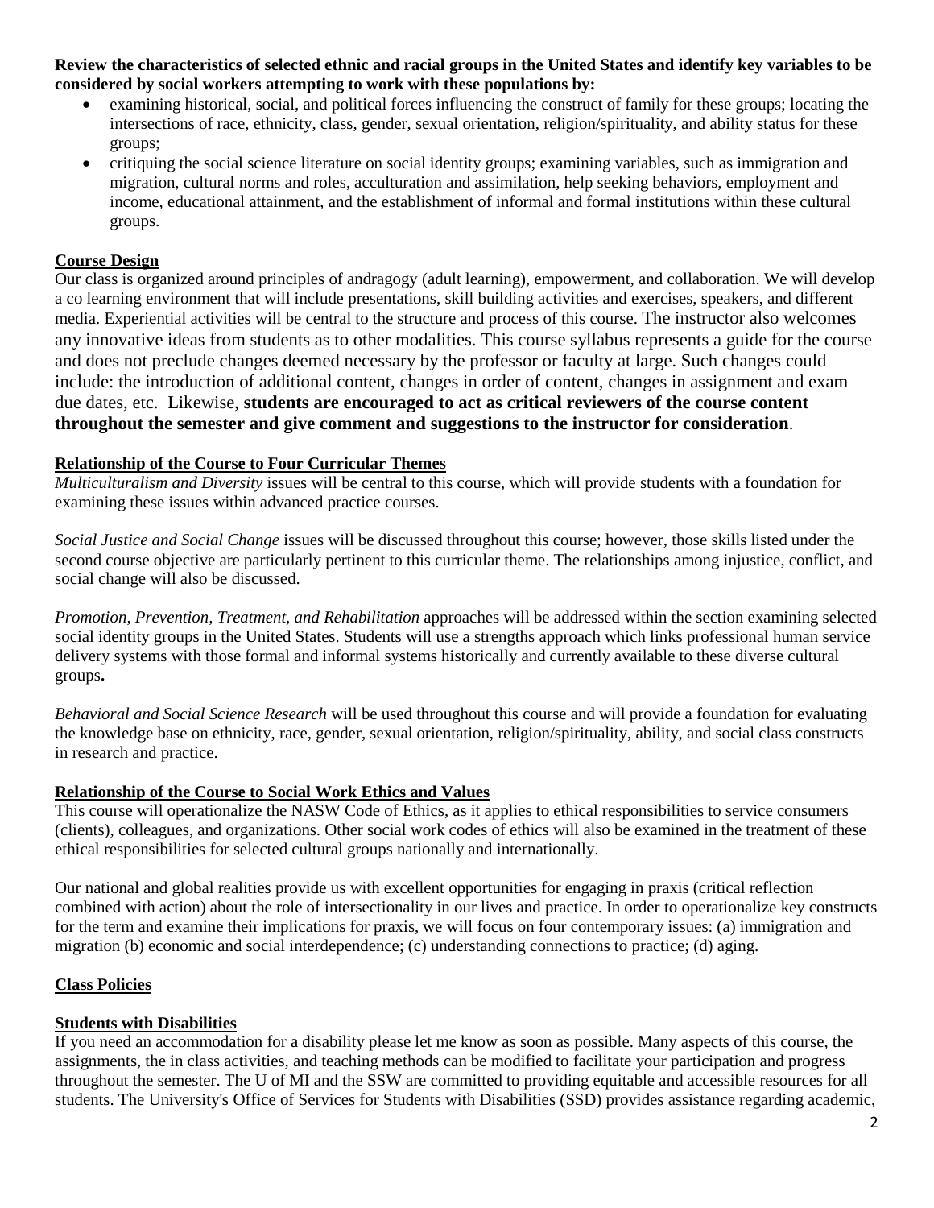**Review the characteristics of selected ethnic and racial groups in the United States and identify key variables to be considered by social workers attempting to work with these populations by:**

- examining historical, social, and political forces influencing the construct of family for these groups; locating the intersections of race, ethnicity, class, gender, sexual orientation, religion/spirituality, and ability status for these groups;
- critiquing the social science literature on social identity groups; examining variables, such as immigration and migration, cultural norms and roles, acculturation and assimilation, help seeking behaviors, employment and income, educational attainment, and the establishment of informal and formal institutions within these cultural groups.

## Course Design

Our class is organized around principles of andragogy (adult learning), empowerment, and collaboration. We will develop a co learning environment that will include presentations, skill building activities and exercises, speakers, and different media. Experiential activities will be central to the structure and process of this course. The instructor also welcomes any innovative ideas from students as to other modalities. This course syllabus represents a guide for the course and does not preclude changes deemed necessary by the professor or faculty at large. Such changes could include: the introduction of additional content, changes in order of content, changes in assignment and exam due dates, etc. Likewise, **students are encouraged to act as critical reviewers of the course content throughout the semester and give comment and suggestions to the instructor for consideration**.

## Relationship of the Course to Four Curricular Themes

*Multiculturalism and Diversity* issues will be central to this course, which will provide students with a foundation for examining these issues within advanced practice courses.

*Social Justice and Social Change* issues will be discussed throughout this course; however, those skills listed under the second course objective are particularly pertinent to this curricular theme. The relationships among injustice, conflict, and social change will also be discussed.

*Promotion, Prevention, Treatment, and Rehabilitation* approaches will be addressed within the section examining selected social identity groups in the United States. Students will use a strengths approach which links professional human service delivery systems with those formal and informal systems historically and currently available to these diverse cultural groups**.**

*Behavioral and Social Science Research* will be used throughout this course and will provide a foundation for evaluating the knowledge base on ethnicity, race, gender, sexual orientation, religion/spirituality, ability, and social class constructs in research and practice.

## Relationship of the Course to Social Work Ethics and Values

This course will operationalize the NASW Code of Ethics, as it applies to ethical responsibilities to service consumers (clients), colleagues, and organizations. Other social work codes of ethics will also be examined in the treatment of these ethical responsibilities for selected cultural groups nationally and internationally.

Our national and global realities provide us with excellent opportunities for engaging in praxis (critical reflection combined with action) about the role of intersectionality in our lives and practice. In order to operationalize key constructs for the term and examine their implications for praxis, we will focus on four contemporary issues: (a) immigration and migration (b) economic and social interdependence; (c) understanding connections to practice; (d) aging.

## Class Policies

## Students with Disabilities

If you need an accommodation for a disability please let me know as soon as possible. Many aspects of this course, the assignments, the in class activities, and teaching methods can be modified to facilitate your participation and progress throughout the semester. The U of MI and the SSW are committed to providing equitable and accessible resources for all students. The University's Office of Services for Students with Disabilities (SSD) provides assistance regarding academic,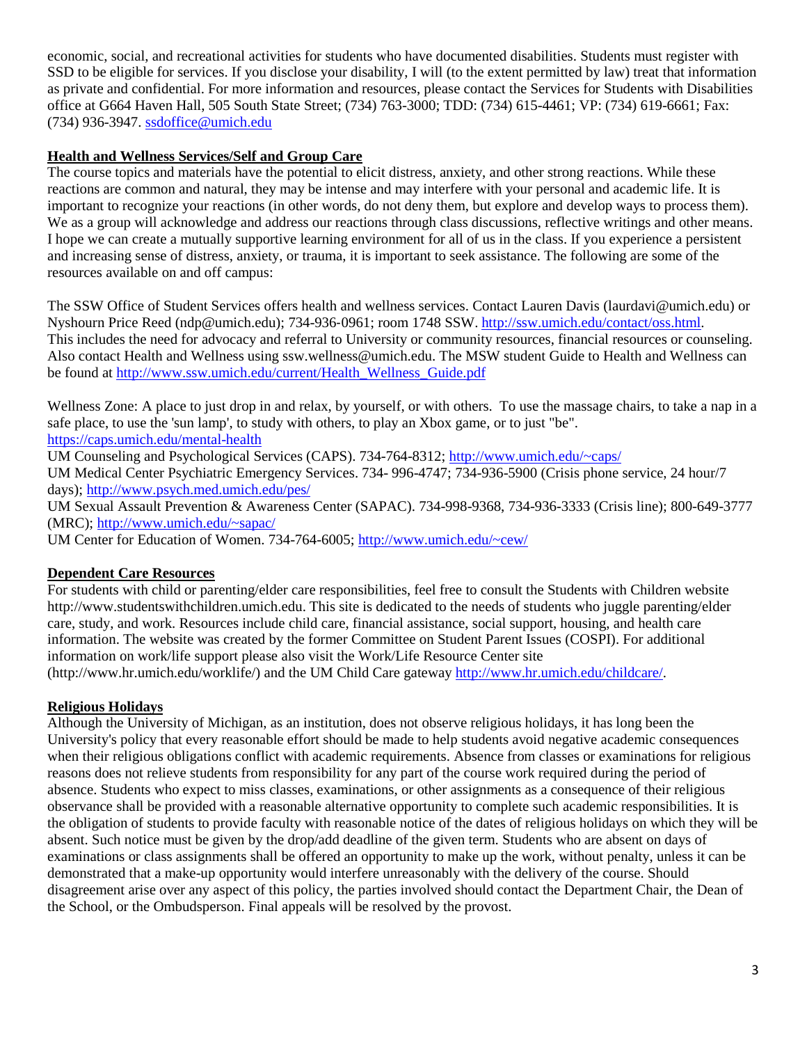economic, social, and recreational activities for students who have documented disabilities. Students must register with SSD to be eligible for services. If you disclose your disability, I will (to the extent permitted by law) treat that information as private and confidential. For more information and resources, please contact the Services for Students with Disabilities office at G664 Haven Hall, 505 South State Street; (734) 763-3000; TDD: (734) 615-4461; VP: (734) 619-6661; Fax: (734) 936-3947. ssdoffice@umich.edu

**Health and Wellness Services/Self and Group Care**

The course topics and materials have the potential to elicit distress, anxiety, and other strong reactions. While these reactions are common and natural, they may be intense and may interfere with your personal and academic life. It is important to recognize your reactions (in other words, do not deny them, but explore and develop ways to process them). We as a group will acknowledge and address our reactions through class discussions, reflective writings and other means. I hope we can create a mutually supportive learning environment for all of us in the class. If you experience a persistent and increasing sense of distress, anxiety, or trauma, it is important to seek assistance. The following are some of the resources available on and off campus:

The SSW Office of Student Services offers health and wellness services. Contact Lauren Davis (laurdavi@umich.edu) or Nyshourn Price Reed (ndp@umich.edu); 734-936-0961; room 1748 SSW. http://ssw.umich.edu/contact/oss.html. This includes the need for advocacy and referral to University or community resources, financial resources or counseling. Also contact Health and Wellness using ssw.wellness@umich.edu. The MSW student Guide to Health and Wellness can be found at http://www.ssw.umich.edu/current/Health_Wellness_Guide.pdf

Wellness Zone: A place to just drop in and relax, by yourself, or with others. To use the massage chairs, to take a nap in a safe place, to use the 'sun lamp', to study with others, to play an Xbox game, or to just "be". https://caps.umich.edu/mental-health
UM Counseling and Psychological Services (CAPS). 734-764-8312; http://www.umich.edu/~caps/
UM Medical Center Psychiatric Emergency Services. 734- 996-4747; 734-936-5900 (Crisis phone service, 24 hour/7 days); http://www.psych.med.umich.edu/pes/
UM Sexual Assault Prevention & Awareness Center (SAPAC). 734-998-9368, 734-936-3333 (Crisis line); 800-649-3777 (MRC); http://www.umich.edu/~sapac/
UM Center for Education of Women. 734-764-6005; http://www.umich.edu/~cew/

**Dependent Care Resources**

For students with child or parenting/elder care responsibilities, feel free to consult the Students with Children website http://www.studentswithchildren.umich.edu. This site is dedicated to the needs of students who juggle parenting/elder care, study, and work. Resources include child care, financial assistance, social support, housing, and health care information. The website was created by the former Committee on Student Parent Issues (COSPI). For additional information on work/life support please also visit the Work/Life Resource Center site (http://www.hr.umich.edu/worklife/) and the UM Child Care gateway http://www.hr.umich.edu/childcare/.

**Religious Holidays**

Although the University of Michigan, as an institution, does not observe religious holidays, it has long been the University's policy that every reasonable effort should be made to help students avoid negative academic consequences when their religious obligations conflict with academic requirements. Absence from classes or examinations for religious reasons does not relieve students from responsibility for any part of the course work required during the period of absence. Students who expect to miss classes, examinations, or other assignments as a consequence of their religious observance shall be provided with a reasonable alternative opportunity to complete such academic responsibilities. It is the obligation of students to provide faculty with reasonable notice of the dates of religious holidays on which they will be absent. Such notice must be given by the drop/add deadline of the given term. Students who are absent on days of examinations or class assignments shall be offered an opportunity to make up the work, without penalty, unless it can be demonstrated that a make-up opportunity would interfere unreasonably with the delivery of the course. Should disagreement arise over any aspect of this policy, the parties involved should contact the Department Chair, the Dean of the School, or the Ombudsperson. Final appeals will be resolved by the provost.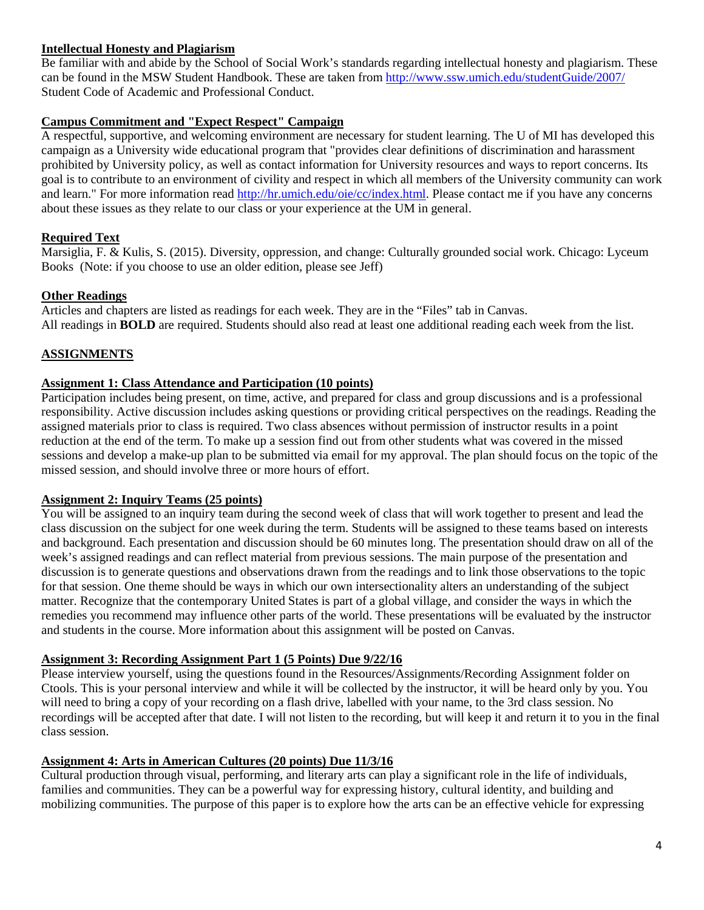**Intellectual Honesty and Plagiarism**

Be familiar with and abide by the School of Social Work's standards regarding intellectual honesty and plagiarism. These can be found in the MSW Student Handbook. These are taken from http://www.ssw.umich.edu/studentGuide/2007/ Student Code of Academic and Professional Conduct.

**Campus Commitment and "Expect Respect" Campaign**

A respectful, supportive, and welcoming environment are necessary for student learning. The U of MI has developed this campaign as a University wide educational program that "provides clear definitions of discrimination and harassment prohibited by University policy, as well as contact information for University resources and ways to report concerns. Its goal is to contribute to an environment of civility and respect in which all members of the University community can work and learn." For more information read http://hr.umich.edu/oie/cc/index.html. Please contact me if you have any concerns about these issues as they relate to our class or your experience at the UM in general.

**Required Text**

Marsiglia, F. & Kulis, S. (2015). Diversity, oppression, and change: Culturally grounded social work. Chicago: Lyceum Books (Note: if you choose to use an older edition, please see Jeff)

**Other Readings**

Articles and chapters are listed as readings for each week. They are in the "Files" tab in Canvas.
All readings in **BOLD** are required. Students should also read at least one additional reading each week from the list.

## ASSIGNMENTS

**Assignment 1: Class Attendance and Participation (10 points)**

Participation includes being present, on time, active, and prepared for class and group discussions and is a professional responsibility. Active discussion includes asking questions or providing critical perspectives on the readings. Reading the assigned materials prior to class is required. Two class absences without permission of instructor results in a point reduction at the end of the term. To make up a session find out from other students what was covered in the missed sessions and develop a make-up plan to be submitted via email for my approval. The plan should focus on the topic of the missed session, and should involve three or more hours of effort.

**Assignment 2: Inquiry Teams (25 points)**

You will be assigned to an inquiry team during the second week of class that will work together to present and lead the class discussion on the subject for one week during the term. Students will be assigned to these teams based on interests and background. Each presentation and discussion should be 60 minutes long. The presentation should draw on all of the week's assigned readings and can reflect material from previous sessions. The main purpose of the presentation and discussion is to generate questions and observations drawn from the readings and to link those observations to the topic for that session. One theme should be ways in which our own intersectionality alters an understanding of the subject matter. Recognize that the contemporary United States is part of a global village, and consider the ways in which the remedies you recommend may influence other parts of the world. These presentations will be evaluated by the instructor and students in the course. More information about this assignment will be posted on Canvas.

**Assignment 3: Recording Assignment Part 1 (5 Points) Due 9/22/16**

Please interview yourself, using the questions found in the Resources/Assignments/Recording Assignment folder on Ctools. This is your personal interview and while it will be collected by the instructor, it will be heard only by you. You will need to bring a copy of your recording on a flash drive, labelled with your name, to the 3rd class session. No recordings will be accepted after that date. I will not listen to the recording, but will keep it and return it to you in the final class session.

**Assignment 4: Arts in American Cultures (20 points) Due 11/3/16**

Cultural production through visual, performing, and literary arts can play a significant role in the life of individuals, families and communities. They can be a powerful way for expressing history, cultural identity, and building and mobilizing communities. The purpose of this paper is to explore how the arts can be an effective vehicle for expressing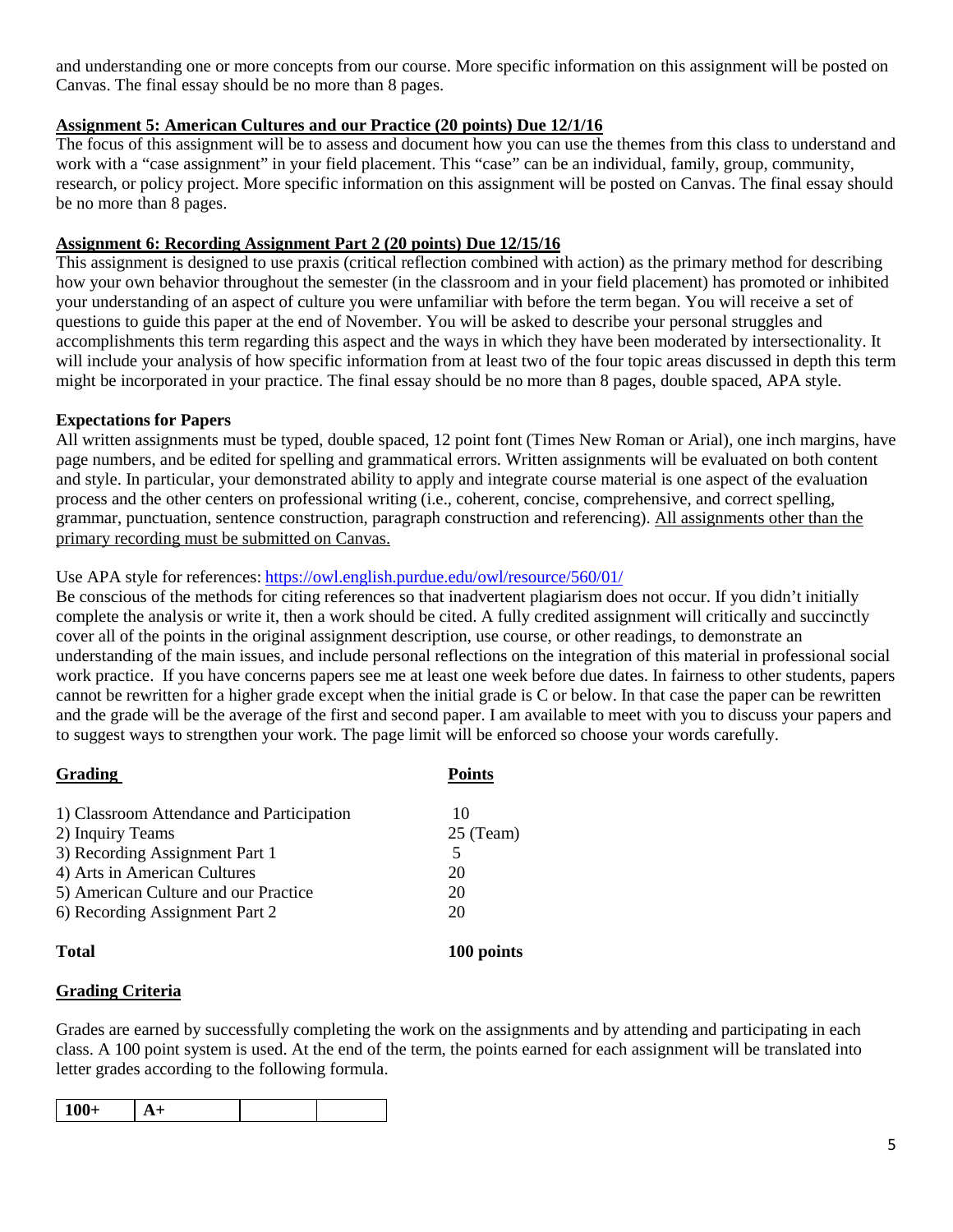and understanding one or more concepts from our course. More specific information on this assignment will be posted on Canvas. The final essay should be no more than 8 pages.

**Assignment 5: American Cultures and our Practice (20 points) Due 12/1/16**

The focus of this assignment will be to assess and document how you can use the themes from this class to understand and work with a "case assignment" in your field placement. This "case" can be an individual, family, group, community, research, or policy project. More specific information on this assignment will be posted on Canvas. The final essay should be no more than 8 pages.

**Assignment 6: Recording Assignment Part 2 (20 points) Due 12/15/16**

This assignment is designed to use praxis (critical reflection combined with action) as the primary method for describing how your own behavior throughout the semester (in the classroom and in your field placement) has promoted or inhibited your understanding of an aspect of culture you were unfamiliar with before the term began. You will receive a set of questions to guide this paper at the end of November. You will be asked to describe your personal struggles and accomplishments this term regarding this aspect and the ways in which they have been moderated by intersectionality. It will include your analysis of how specific information from at least two of the four topic areas discussed in depth this term might be incorporated in your practice. The final essay should be no more than 8 pages, double spaced, APA style.

**Expectations for Papers**

All written assignments must be typed, double spaced, 12 point font (Times New Roman or Arial), one inch margins, have page numbers, and be edited for spelling and grammatical errors. Written assignments will be evaluated on both content and style. In particular, your demonstrated ability to apply and integrate course material is one aspect of the evaluation process and the other centers on professional writing (i.e., coherent, concise, comprehensive, and correct spelling, grammar, punctuation, sentence construction, paragraph construction and referencing). All assignments other than the primary recording must be submitted on Canvas.

Use APA style for references: https://owl.english.purdue.edu/owl/resource/560/01/

Be conscious of the methods for citing references so that inadvertent plagiarism does not occur. If you didn't initially complete the analysis or write it, then a work should be cited. A fully credited assignment will critically and succinctly cover all of the points in the original assignment description, use course, or other readings, to demonstrate an understanding of the main issues, and include personal reflections on the integration of this material in professional social work practice. If you have concerns papers see me at least one week before due dates. In fairness to other students, papers cannot be rewritten for a higher grade except when the initial grade is C or below. In that case the paper can be rewritten and the grade will be the average of the first and second paper. I am available to meet with you to discuss your papers and to suggest ways to strengthen your work. The page limit will be enforced so choose your words carefully.

| **Grading** | **Points** |
|---|---|
| 1) Classroom Attendance and Participation | 10 |
| 2) Inquiry Teams | 25 (Team) |
| 3) Recording Assignment Part 1 | 5 |
| 4) Arts in American Cultures | 20 |
| 5) American Culture and our Practice | 20 |
| 6) Recording Assignment Part 2 | 20 |
| **Total** | **100 points** |

**Grading Criteria**

Grades are earned by successfully completing the work on the assignments and by attending and participating in each class. A 100 point system is used. At the end of the term, the points earned for each assignment will be translated into letter grades according to the following formula.

| **100+** | **A+** | | |
|---|---|---|---|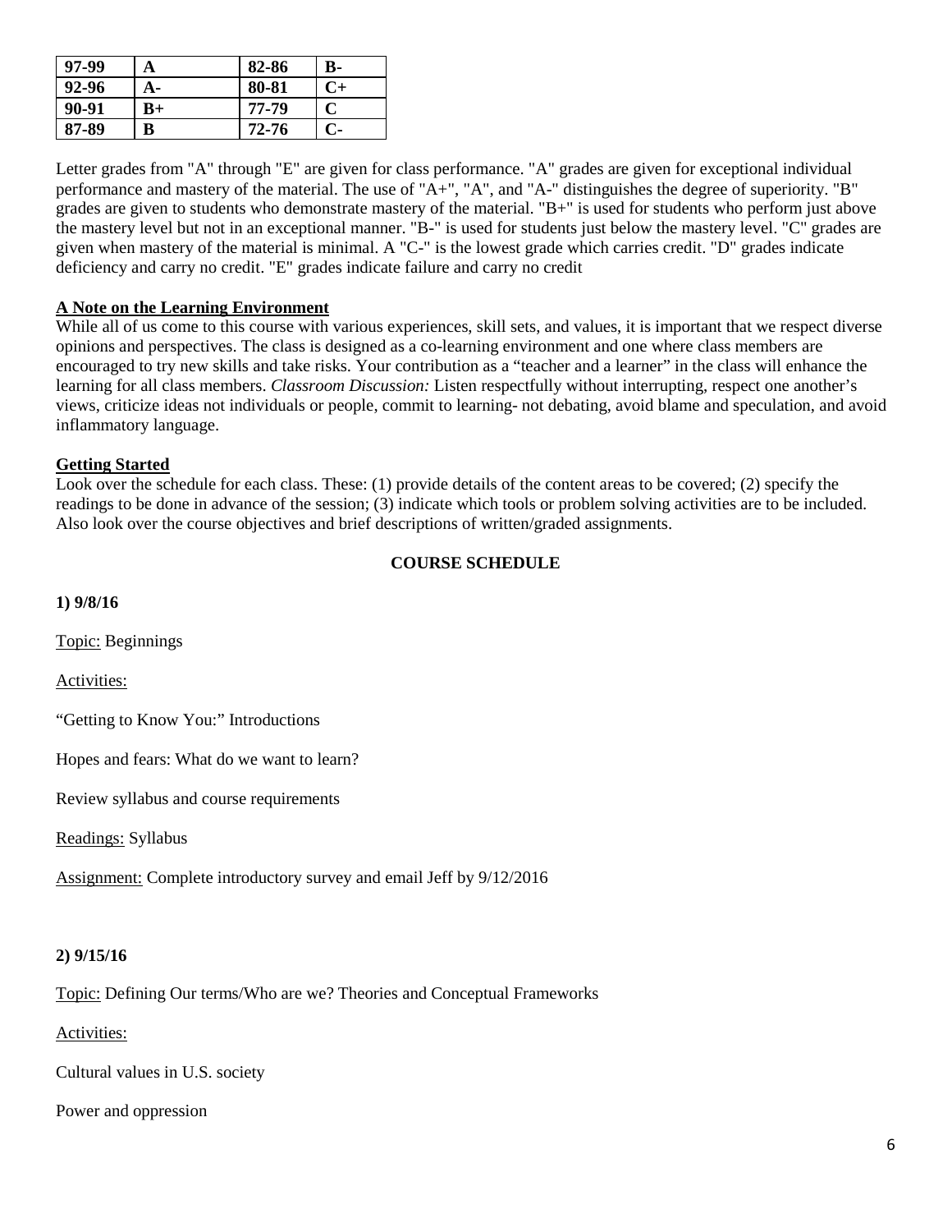| 97-99 | A | 82-86 | B- |
|---|---|---|---|
| 92-96 | A- | 80-81 | C+ |
| 90-91 | B+ | 77-79 | C |
| 87-89 | B | 72-76 | C- |

Letter grades from "A" through "E" are given for class performance. "A" grades are given for exceptional individual performance and mastery of the material. The use of "A+", "A", and "A-" distinguishes the degree of superiority. "B" grades are given to students who demonstrate mastery of the material. "B+" is used for students who perform just above the mastery level but not in an exceptional manner. "B-" is used for students just below the mastery level. "C" grades are given when mastery of the material is minimal. A "C-" is the lowest grade which carries credit. "D" grades indicate deficiency and carry no credit. "E" grades indicate failure and carry no credit

**A Note on the Learning Environment**

While all of us come to this course with various experiences, skill sets, and values, it is important that we respect diverse opinions and perspectives. The class is designed as a co-learning environment and one where class members are encouraged to try new skills and take risks. Your contribution as a "teacher and a learner" in the class will enhance the learning for all class members. *Classroom Discussion:* Listen respectfully without interrupting, respect one another's views, criticize ideas not individuals or people, commit to learning- not debating, avoid blame and speculation, and avoid inflammatory language.

**Getting Started**

Look over the schedule for each class. These: (1) provide details of the content areas to be covered; (2) specify the readings to be done in advance of the session; (3) indicate which tools or problem solving activities are to be included. Also look over the course objectives and brief descriptions of written/graded assignments.

**COURSE SCHEDULE**

**1) 9/8/16**

Topic: Beginnings

Activities:

"Getting to Know You:" Introductions

Hopes and fears: What do we want to learn?

Review syllabus and course requirements

Readings: Syllabus

Assignment: Complete introductory survey and email Jeff by 9/12/2016

**2) 9/15/16**

Topic: Defining Our terms/Who are we? Theories and Conceptual Frameworks

Activities:

Cultural values in U.S. society

Power and oppression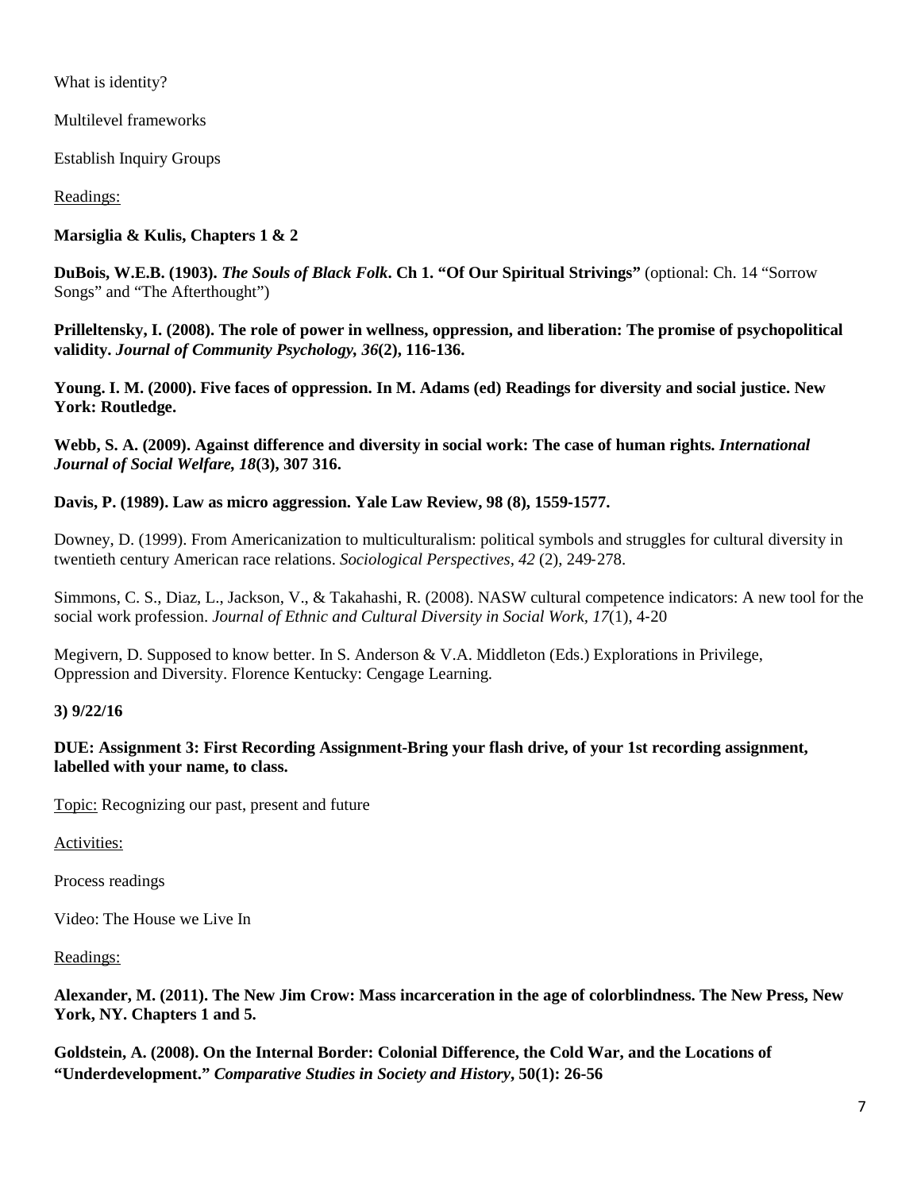What is identity?

Multilevel frameworks

Establish Inquiry Groups

Readings:

**Marsiglia & Kulis, Chapters 1 & 2**

**DuBois, W.E.B. (1903). *The Souls of Black Folk*. Ch 1. "Of Our Spiritual Strivings"** (optional: Ch. 14 "Sorrow Songs" and "The Afterthought")

**Prilleltensky, I. (2008). The role of power in wellness, oppression, and liberation: The promise of psychopolitical validity. *Journal of Community Psychology, 36*(2), 116-136.**

**Young. I. M. (2000). Five faces of oppression. In M. Adams (ed) Readings for diversity and social justice. New York: Routledge.**

**Webb, S. A. (2009). Against difference and diversity in social work: The case of human rights. *International Journal of Social Welfare, 18*(3), 307 316.**

**Davis, P. (1989). Law as micro aggression. Yale Law Review, 98 (8), 1559-1577.**

Downey, D. (1999). From Americanization to multiculturalism: political symbols and struggles for cultural diversity in twentieth century American race relations. *Sociological Perspectives, 42* (2), 249-278.

Simmons, C. S., Diaz, L., Jackson, V., & Takahashi, R. (2008). NASW cultural competence indicators: A new tool for the social work profession. *Journal of Ethnic and Cultural Diversity in Social Work, 17*(1), 4-20

Megivern, D. Supposed to know better. In S. Anderson & V.A. Middleton (Eds.) Explorations in Privilege, Oppression and Diversity. Florence Kentucky: Cengage Learning.

**3) 9/22/16**

**DUE: Assignment 3: First Recording Assignment-Bring your flash drive, of your 1st recording assignment, labelled with your name, to class.**

Topic: Recognizing our past, present and future

Activities:

Process readings

Video: The House we Live In

Readings:

**Alexander, M. (2011). The New Jim Crow: Mass incarceration in the age of colorblindness. The New Press, New York, NY. Chapters 1 and 5.**

**Goldstein, A. (2008). On the Internal Border: Colonial Difference, the Cold War, and the Locations of "Underdevelopment." *Comparative Studies in Society and History*, 50(1): 26-56**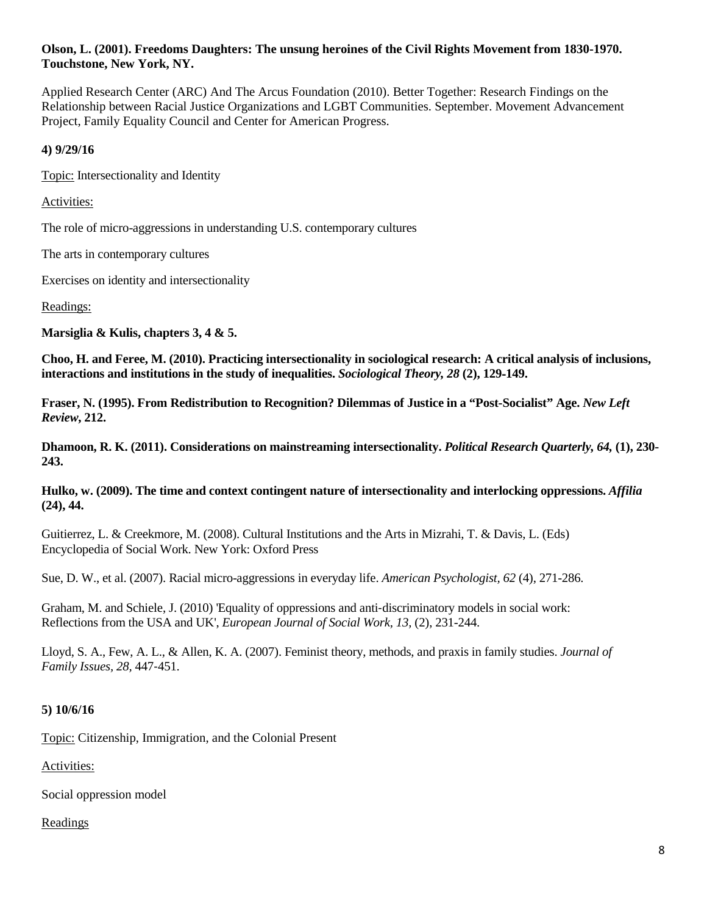**Olson, L. (2001). Freedoms Daughters: The unsung heroines of the Civil Rights Movement from 1830-1970. Touchstone, New York, NY.**

Applied Research Center (ARC) And The Arcus Foundation (2010). Better Together: Research Findings on the Relationship between Racial Justice Organizations and LGBT Communities. September. Movement Advancement Project, Family Equality Council and Center for American Progress.

**4) 9/29/16**

<u>Topic:</u> Intersectionality and Identity

<u>Activities:</u>

The role of micro-aggressions in understanding U.S. contemporary cultures

The arts in contemporary cultures

Exercises on identity and intersectionality

<u>Readings:</u>

**Marsiglia & Kulis, chapters 3, 4 & 5.**

**Choo, H. and Feree, M. (2010). Practicing intersectionality in sociological research: A critical analysis of inclusions, interactions and institutions in the study of inequalities. *Sociological Theory, 28* (2), 129-149.**

**Fraser, N. (1995). From Redistribution to Recognition? Dilemmas of Justice in a "Post-Socialist" Age. *New Left Review*, 212.**

**Dhamoon, R. K. (2011). Considerations on mainstreaming intersectionality. *Political Research Quarterly, 64,* (1), 230-243.**

**Hulko, w. (2009). The time and context contingent nature of intersectionality and interlocking oppressions. *Affilia* (24), 44.**

Guitierrez, L. & Creekmore, M. (2008). Cultural Institutions and the Arts in Mizrahi, T. & Davis, L. (Eds) Encyclopedia of Social Work. New York: Oxford Press

Sue, D. W., et al. (2007). Racial micro-aggressions in everyday life. *American Psychologist, 62* (4), 271-286.

Graham, M. and Schiele, J. (2010) 'Equality of oppressions and anti-discriminatory models in social work: Reflections from the USA and UK', *European Journal of Social Work, 13,* (2), 231-244.

Lloyd, S. A., Few, A. L., & Allen, K. A. (2007). Feminist theory, methods, and praxis in family studies. *Journal of Family Issues, 28,* 447-451.

**5) 10/6/16**

<u>Topic:</u> Citizenship, Immigration, and the Colonial Present

<u>Activities:</u>

Social oppression model

<u>Readings</u>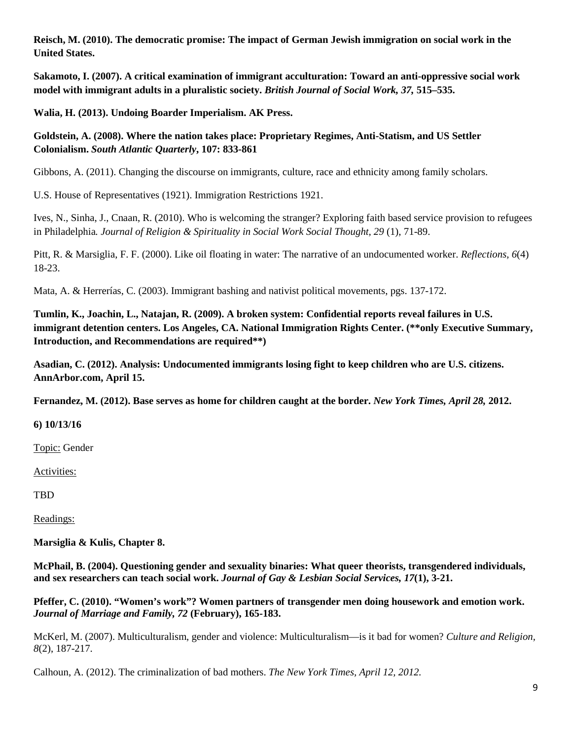**Reisch, M. (2010). The democratic promise: The impact of German Jewish immigration on social work in the United States.**

**Sakamoto, I. (2007). A critical examination of immigrant acculturation: Toward an anti-oppressive social work model with immigrant adults in a pluralistic society. *British Journal of Social Work, 37,* 515–535.**

**Walia, H. (2013). Undoing Boarder Imperialism. AK Press.**

**Goldstein, A. (2008). Where the nation takes place: Proprietary Regimes, Anti-Statism, and US Settler Colonialism. *South Atlantic Quarterly*, 107: 833-861**

Gibbons, A. (2011). Changing the discourse on immigrants, culture, race and ethnicity among family scholars.

U.S. House of Representatives (1921). Immigration Restrictions 1921.

Ives, N., Sinha, J., Cnaan, R. (2010). Who is welcoming the stranger? Exploring faith based service provision to refugees in Philadelphia*. Journal of Religion & Spirituality in Social Work Social Thought, 29* (1), 71-89.

Pitt, R. & Marsiglia, F. F. (2000). Like oil floating in water: The narrative of an undocumented worker. *Reflections, 6*(4) 18-23.

Mata, A. & Herrerías, C. (2003). Immigrant bashing and nativist political movements, pgs. 137-172.

**Tumlin, K., Joachin, L., Natajan, R. (2009). A broken system: Confidential reports reveal failures in U.S. immigrant detention centers. Los Angeles, CA. National Immigration Rights Center. (\*\*only Executive Summary, Introduction, and Recommendations are required\*\*)**

**Asadian, C. (2012). Analysis: Undocumented immigrants losing fight to keep children who are U.S. citizens. AnnArbor.com, April 15.**

**Fernandez, M. (2012). Base serves as home for children caught at the border. *New York Times, April 28,* 2012.**

**6) 10/13/16**

Topic: Gender

Activities:

TBD

Readings:

**Marsiglia & Kulis, Chapter 8.**

**McPhail, B. (2004). Questioning gender and sexuality binaries: What queer theorists, transgendered individuals, and sex researchers can teach social work. *Journal of Gay & Lesbian Social Services, 17*(1), 3-21.**

**Pfeffer, C. (2010). "Women's work"? Women partners of transgender men doing housework and emotion work. *Journal of Marriage and Family, 72* (February), 165-183.**

McKerl, M. (2007). Multiculturalism, gender and violence: Multiculturalism—is it bad for women? *Culture and Religion, 8*(2), 187-217.

Calhoun, A. (2012). The criminalization of bad mothers. *The New York Times, April 12, 2012.*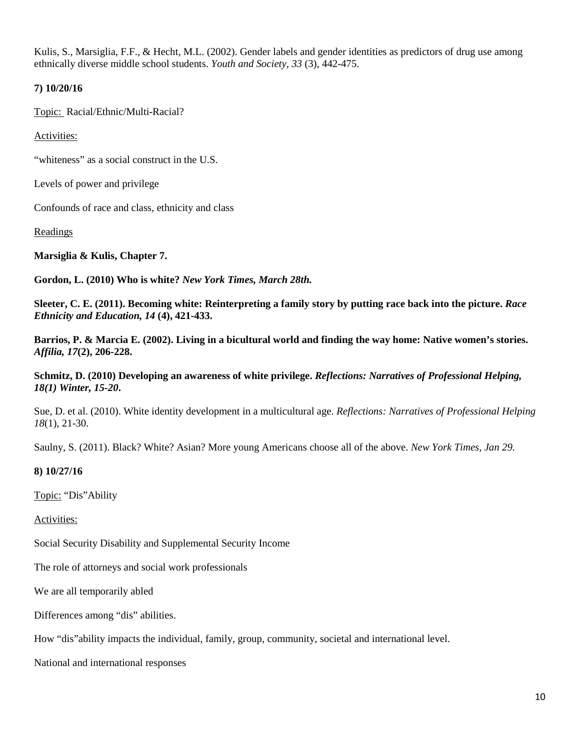Kulis, S., Marsiglia, F.F., & Hecht, M.L. (2002). Gender labels and gender identities as predictors of drug use among ethnically diverse middle school students. *Youth and Society*, *33* (3), 442-475.

**7) 10/20/16**

Topic: Racial/Ethnic/Multi-Racial?

Activities:

"whiteness" as a social construct in the U.S.

Levels of power and privilege

Confounds of race and class, ethnicity and class

Readings

**Marsiglia & Kulis, Chapter 7.**

**Gordon, L. (2010) Who is white?** ***New York Times, March 28th.***

**Sleeter, C. E. (2011). Becoming white: Reinterpreting a family story by putting race back into the picture.** ***Race Ethnicity and Education, 14*** **(4), 421-433.**

**Barrios, P. & Marcia E. (2002). Living in a bicultural world and finding the way home: Native women's stories.** ***Affilia, 17*****(2), 206-228.**

**Schmitz, D. (2010) Developing an awareness of white privilege.** ***Reflections: Narratives of Professional Helping, 18(1) Winter, 15-20*****.**

Sue, D. et al. (2010). White identity development in a multicultural age. *Reflections: Narratives of Professional Helping 18*(1), 21-30.

Saulny, S. (2011). Black? White? Asian? More young Americans choose all of the above. *New York Times, Jan 29.*

**8) 10/27/16**

Topic: "Dis"Ability

Activities:

Social Security Disability and Supplemental Security Income

The role of attorneys and social work professionals

We are all temporarily abled

Differences among "dis" abilities.

How "dis"ability impacts the individual, family, group, community, societal and international level.

National and international responses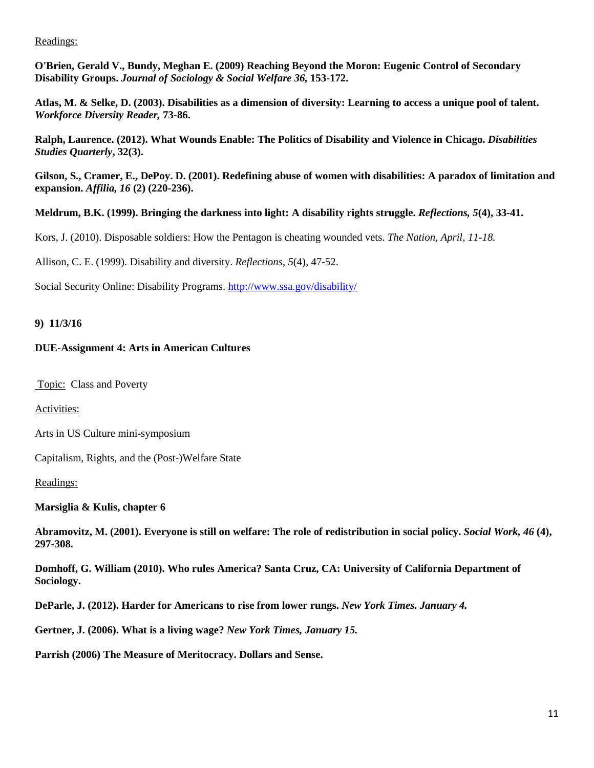Readings:

**O'Brien, Gerald V., Bundy, Meghan E. (2009) Reaching Beyond the Moron: Eugenic Control of Secondary Disability Groups. *Journal of Sociology & Social Welfare 36,* 153-172.**

**Atlas, M. & Selke, D. (2003). Disabilities as a dimension of diversity: Learning to access a unique pool of talent. *Workforce Diversity Reader,* 73-86.**

**Ralph, Laurence. (2012). What Wounds Enable: The Politics of Disability and Violence in Chicago. *Disabilities Studies Quarterly*, 32(3).**

**Gilson, S., Cramer, E., DePoy. D. (2001). Redefining abuse of women with disabilities: A paradox of limitation and expansion. *Affilia, 16* (2) (220-236).**

**Meldrum, B.K. (1999). Bringing the darkness into light: A disability rights struggle. *Reflections, 5*(4), 33-41.**

Kors, J. (2010). Disposable soldiers: How the Pentagon is cheating wounded vets. *The Nation, April, 11-18.*

Allison, C. E. (1999). Disability and diversity. *Reflections, 5*(4), 47-52.

Social Security Online: Disability Programs. http://www.ssa.gov/disability/

**9) 11/3/16**

**DUE-Assignment 4: Arts in American Cultures**

Topic: Class and Poverty

Activities:

Arts in US Culture mini-symposium

Capitalism, Rights, and the (Post-)Welfare State

Readings:

**Marsiglia & Kulis, chapter 6**

**Abramovitz, M. (2001). Everyone is still on welfare: The role of redistribution in social policy. *Social Work, 46* (4), 297-308.**

**Domhoff, G. William (2010). Who rules America? Santa Cruz, CA: University of California Department of Sociology.**

**DeParle, J. (2012). Harder for Americans to rise from lower rungs. *New York Times. January 4.***

**Gertner, J. (2006). What is a living wage? *New York Times, January 15.***

**Parrish (2006) The Measure of Meritocracy. Dollars and Sense.**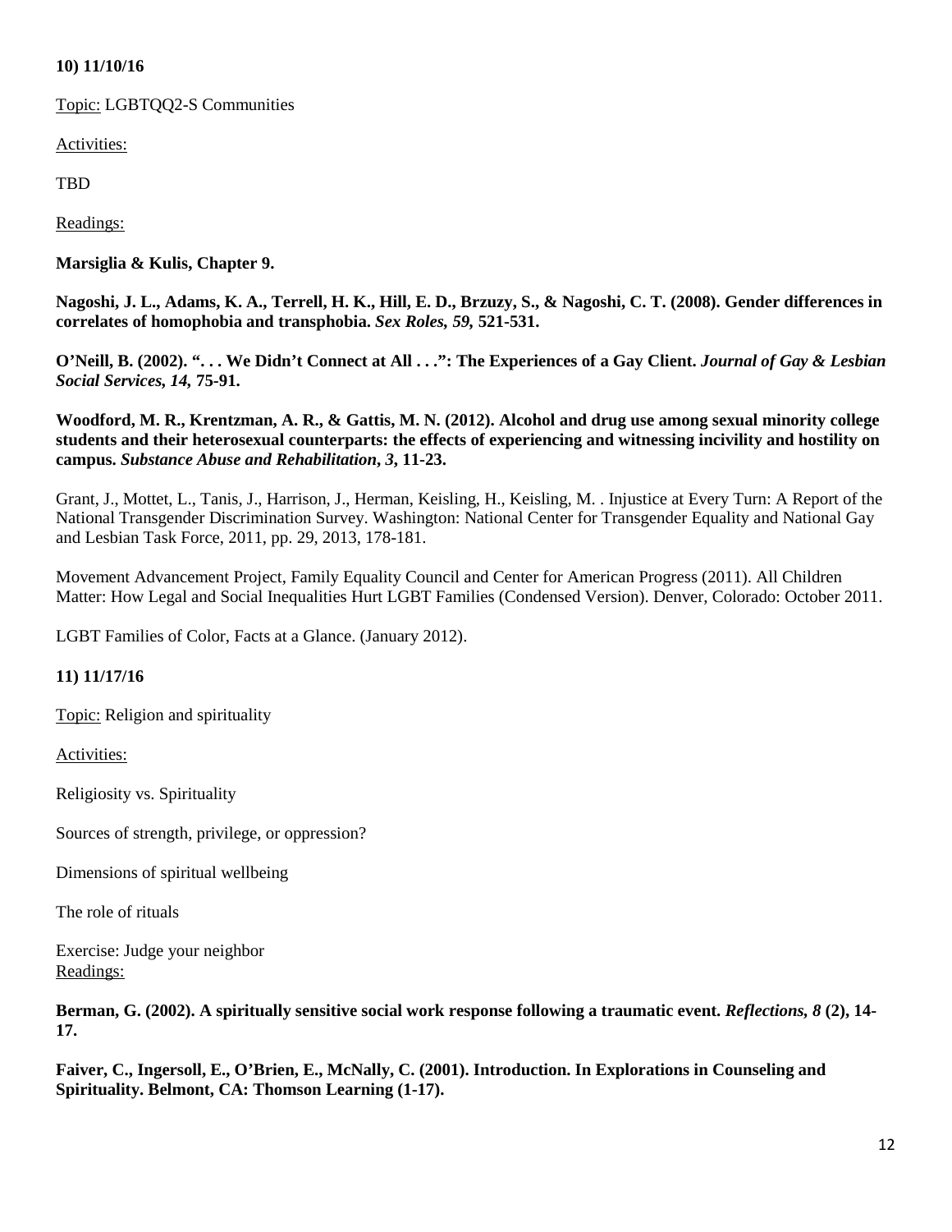**10) 11/10/16**

Topic: LGBTQQ2-S Communities

Activities:

TBD

Readings:

**Marsiglia & Kulis, Chapter 9.**

**Nagoshi, J. L., Adams, K. A., Terrell, H. K., Hill, E. D., Brzuzy, S., & Nagoshi, C. T. (2008). Gender differences in correlates of homophobia and transphobia. *Sex Roles, 59,* 521-531.**

**O'Neill, B. (2002). ". . . We Didn't Connect at All . . .": The Experiences of a Gay Client. *Journal of Gay & Lesbian Social Services, 14,* 75-91.**

**Woodford, M. R., Krentzman, A. R., & Gattis, M. N. (2012). Alcohol and drug use among sexual minority college students and their heterosexual counterparts: the effects of experiencing and witnessing incivility and hostility on campus. *Substance Abuse and Rehabilitation, 3,* 11-23.**

Grant, J., Mottet, L., Tanis, J., Harrison, J., Herman, Keisling, H., Keisling, M. . Injustice at Every Turn: A Report of the National Transgender Discrimination Survey. Washington: National Center for Transgender Equality and National Gay and Lesbian Task Force, 2011, pp. 29, 2013, 178-181.

Movement Advancement Project, Family Equality Council and Center for American Progress (2011). All Children Matter: How Legal and Social Inequalities Hurt LGBT Families (Condensed Version). Denver, Colorado: October 2011.

LGBT Families of Color, Facts at a Glance. (January 2012).

**11) 11/17/16**

Topic: Religion and spirituality

Activities:

Religiosity vs. Spirituality

Sources of strength, privilege, or oppression?

Dimensions of spiritual wellbeing

The role of rituals

Exercise: Judge your neighbor

Readings:

**Berman, G. (2002). A spiritually sensitive social work response following a traumatic event. *Reflections, 8* (2), 14-17.**

**Faiver, C., Ingersoll, E., O'Brien, E., McNally, C. (2001). Introduction. In Explorations in Counseling and Spirituality. Belmont, CA: Thomson Learning (1-17).**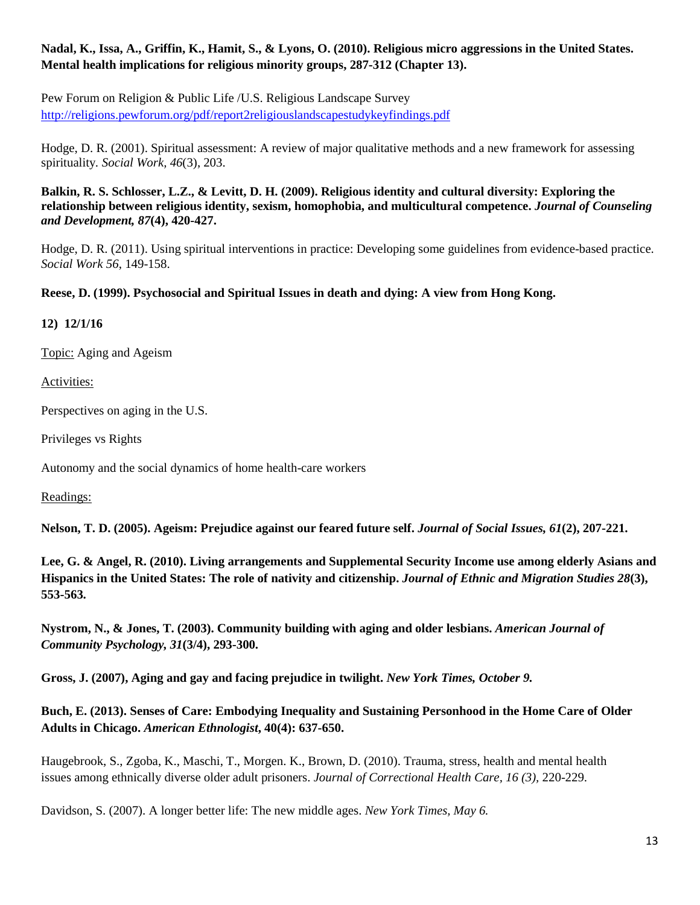**Nadal, K., Issa, A., Griffin, K., Hamit, S., & Lyons, O. (2010). Religious micro aggressions in the United States. Mental health implications for religious minority groups, 287-312 (Chapter 13).**

Pew Forum on Religion & Public Life /U.S. Religious Landscape Survey
http://religions.pewforum.org/pdf/report2religiouslandscapestudykeyfindings.pdf

Hodge, D. R. (2001). Spiritual assessment: A review of major qualitative methods and a new framework for assessing spirituality. *Social Work, 46*(3), 203.

**Balkin, R. S. Schlosser, L.Z., & Levitt, D. H. (2009). Religious identity and cultural diversity: Exploring the relationship between religious identity, sexism, homophobia, and multicultural competence. *Journal of Counseling and Development, 87*(4), 420-427.**

Hodge, D. R. (2011). Using spiritual interventions in practice: Developing some guidelines from evidence-based practice. *Social Work 56*, 149-158.

**Reese, D. (1999). Psychosocial and Spiritual Issues in death and dying: A view from Hong Kong.**

**12) 12/1/16**

Topic: Aging and Ageism

Activities:

Perspectives on aging in the U.S.

Privileges vs Rights

Autonomy and the social dynamics of home health-care workers

Readings:

**Nelson, T. D. (2005). Ageism: Prejudice against our feared future self. *Journal of Social Issues, 61*(2), 207-221.**

**Lee, G. & Angel, R. (2010). Living arrangements and Supplemental Security Income use among elderly Asians and Hispanics in the United States: The role of nativity and citizenship. *Journal of Ethnic and Migration Studies 28*(3), 553-563.**

**Nystrom, N., & Jones, T. (2003). Community building with aging and older lesbians. *American Journal of Community Psychology, 31*(3/4), 293-300.**

**Gross, J. (2007), Aging and gay and facing prejudice in twilight. *New York Times, October 9.***

**Buch, E. (2013). Senses of Care: Embodying Inequality and Sustaining Personhood in the Home Care of Older Adults in Chicago. *American Ethnologist*, 40(4): 637-650.**

Haugebrook, S., Zgoba, K., Maschi, T., Morgen. K., Brown, D. (2010). Trauma, stress, health and mental health issues among ethnically diverse older adult prisoners. *Journal of Correctional Health Care, 16 (3),* 220-229.

Davidson, S. (2007). A longer better life: The new middle ages. *New York Times, May 6.*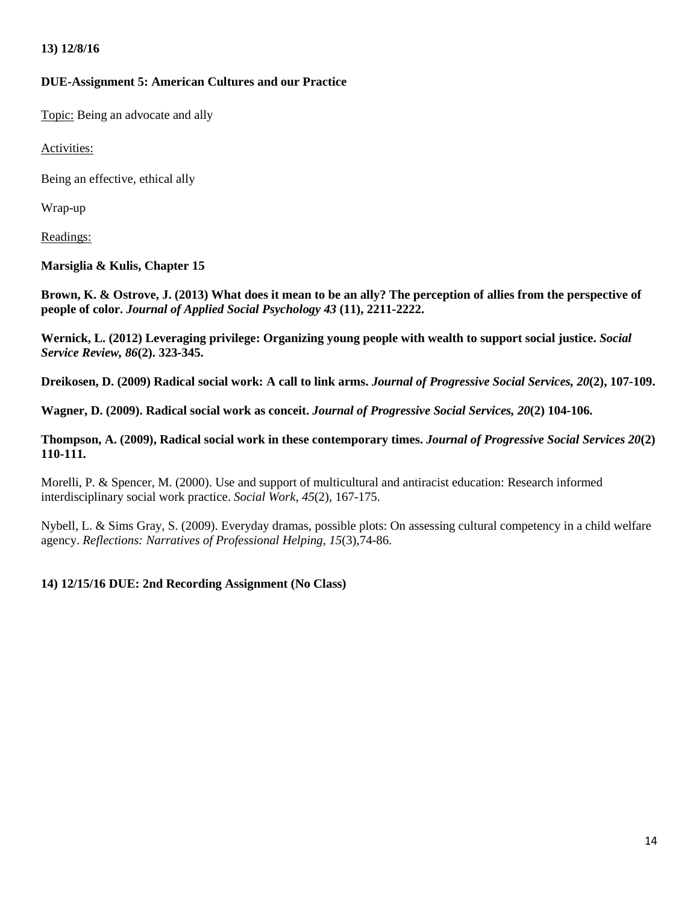**13) 12/8/16**

**DUE-Assignment 5: American Cultures and our Practice**

Topic: Being an advocate and ally

Activities:

Being an effective, ethical ally

Wrap-up

Readings:

**Marsiglia & Kulis, Chapter 15**

**Brown, K. & Ostrove, J. (2013) What does it mean to be an ally? The perception of allies from the perspective of people of color. *Journal of Applied Social Psychology 43* (11), 2211-2222.**

**Wernick, L. (2012) Leveraging privilege: Organizing young people with wealth to support social justice. *Social Service Review, 86*(2). 323-345.**

**Dreikosen, D. (2009) Radical social work: A call to link arms. *Journal of Progressive Social Services, 20*(2), 107-109.**

**Wagner, D. (2009). Radical social work as conceit. *Journal of Progressive Social Services, 20*(2) 104-106.**

**Thompson, A. (2009), Radical social work in these contemporary times. *Journal of Progressive Social Services 20*(2) 110-111.**

Morelli, P. & Spencer, M. (2000). Use and support of multicultural and antiracist education: Research informed interdisciplinary social work practice. *Social Work, 45*(2), 167-175.

Nybell, L. & Sims Gray, S. (2009). Everyday dramas, possible plots: On assessing cultural competency in a child welfare agency. *Reflections: Narratives of Professional Helping, 15*(3),74-86.

**14) 12/15/16 DUE: 2nd Recording Assignment (No Class)**